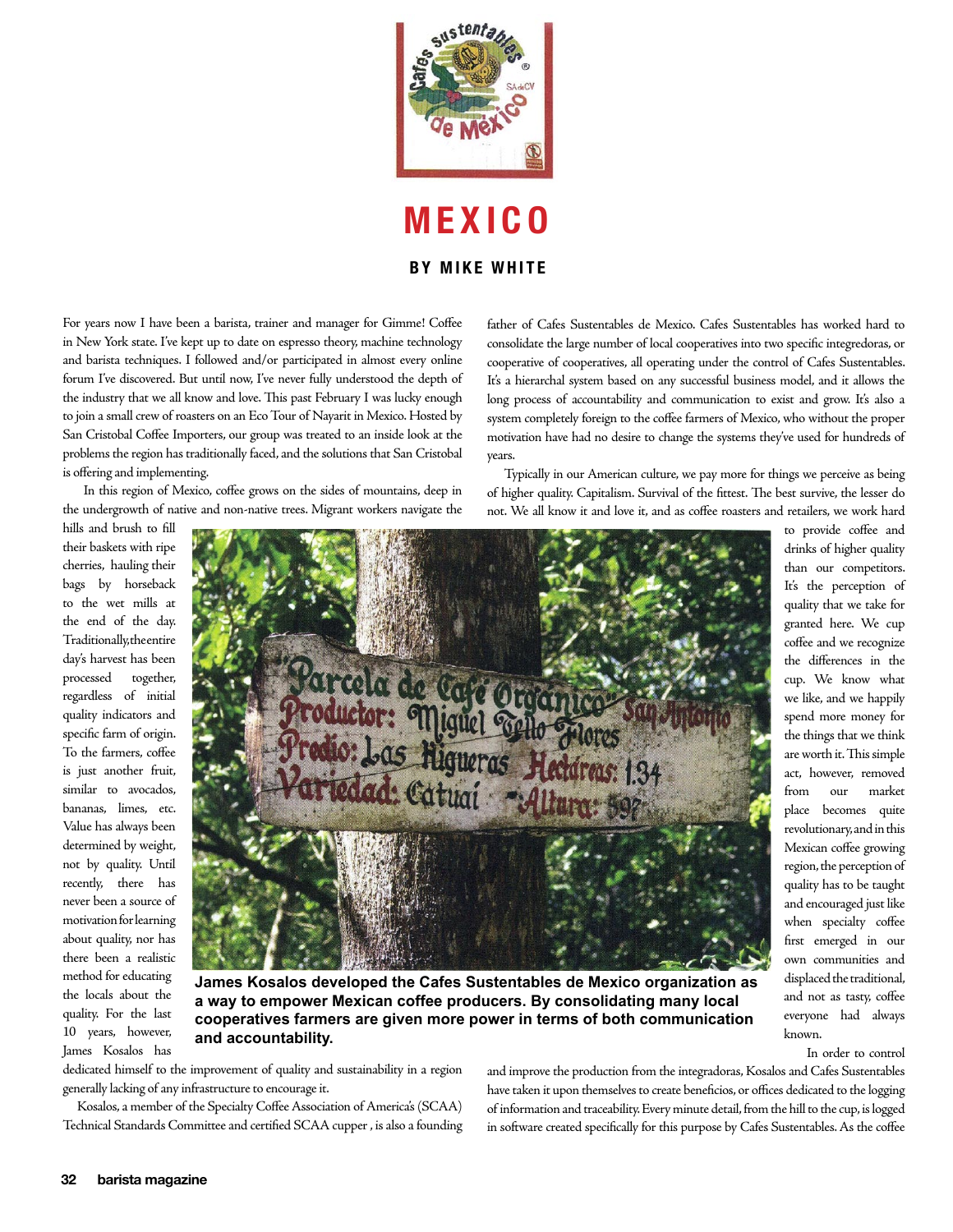# MEXICO

### BY MIKE WHITE

For years now I have been a barista, trainer and manager for Gimme! Coffee in New York state. I've kept up to date on espresso theory, machine technology and barista techniques. I followed and/or participated in almost every online forum I've discovered. But until now, I've never fully understood the depth of the industry that we all know and love. This past February I was lucky enough to join a small crew of roasters on an Eco Tour of Nayarit in Mexico. Hosted by San Cristobal Coffee Importers, our group was treated to an inside look at the problems the region has traditionally faced, and the solutions that San Cristobal is offering and implementing.

In this region of Mexico, coffee grows on the sides of mountains, deep in the undergrowth of native and non-native trees. Migrant workers navigate the hills and brush to fill their baskets with ripe cherries, hauling their bags by horseback to the wet mills at the end of the day. Traditionally, the entire day's harvest has been processed together, regardless of initial quality indicators and specific farm of origin. To the farmers, coffee is just another fruit, similar to avocados, bananas, limes, etc. Value has always been determined by weight, not by quality. Until recently, there has never been a source of motivation for learning about quality, nor has there been a realistic method for educating the locals about the quality. For the last 10 years, however, James Kosalos has dedicated himself to the improvement of quality and sustainability in a region generally lacking of any infrastructure to encourage it.

Kosalos, a member of the Specialty Coffee Association of America's (SCAA) Technical Standards Committee and certified SCAA cupper , is also a founding father of Cafes Sustentables de Mexico. Cafes Sustentables has worked hard to consolidate the large number of local cooperatives into two specific integredoras, or cooperative of cooperatives, all operating under the control of Cafes Sustentables. It's a hierarchal system based on any successful business model, and it allows the long process of accountability and communication to exist and grow. It's also a system completely foreign to the coffee farmers of Mexico, who without the proper motivation have had no desire to change the systems they've used for hundreds of years.

Typically in our American culture, we pay more for things we perceive as being of higher quality. Capitalism. Survival of the fittest. The best survive, the lesser do not. We all know it and love it, and as coffee roasters and retailers, we work hard to provide coffee and drinks of higher quality than our competitors. It's the perception of quality that we take for granted here. We cup coffee and we recognize the differences in the cup. We know what we like, and we happily spend more money for the things that we think are worth it. This simple act, however, removed from our market place becomes quite revolutionary, and in this Mexican coffee growing region, the perception of quality has to be taught and encouraged just like when specialty coffee first emerged in our own communities and displaced the traditional, and not as tasty, coffee everyone had always known.

**James Kosalos developed the Cafes Sustentables de Mexico organization as a way to empower Mexican coffee producers. By consolidating many local cooperatives farmers are given more power in terms of both communication and accountability.**

In order to control and improve the production from the integradoras, Kosalos and Cafes Sustentables have taken it upon themselves to create beneficios, or offices dedicated to the logging of information and traceability. Every minute detail, from the hill to the cup, is logged in software created specifically for this purpose by Cafes Sustentables. As the coffee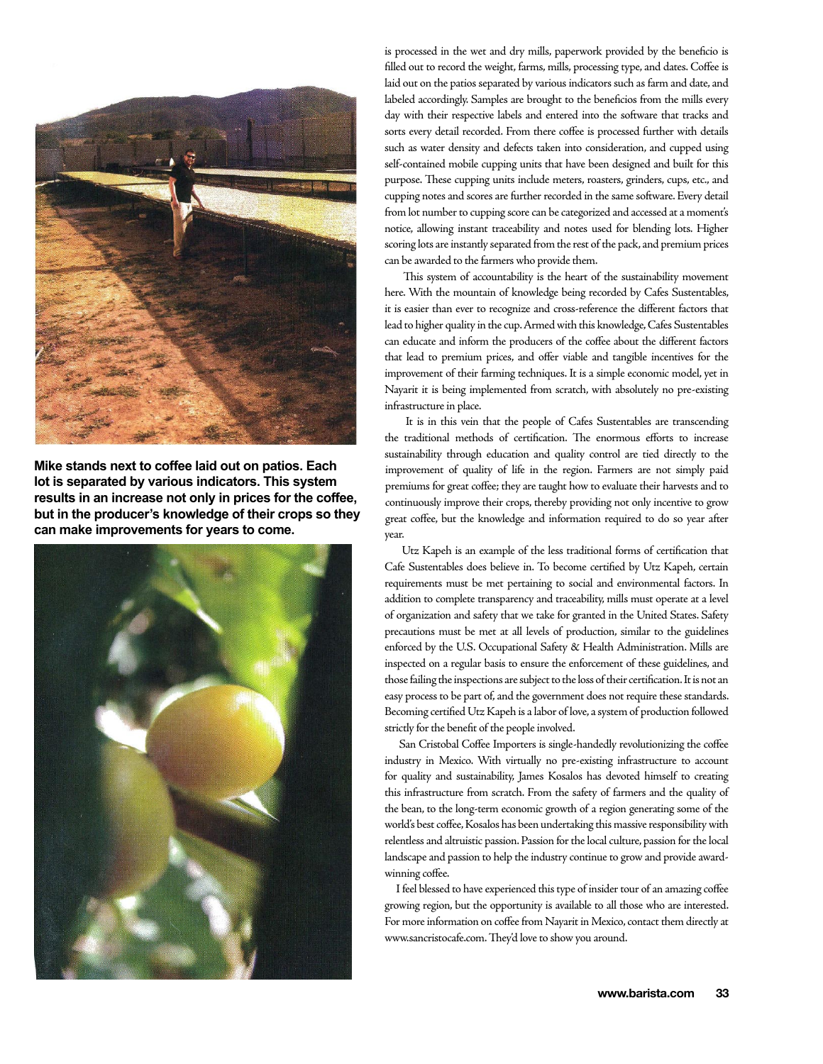Mike stands next to coffee laid out on patios. Each lot is separated by various indicators. This system results in an increase not only in prices for the coffee, but in the producer's knowledge of their crops so they can make improvements for years to come.

is processed in the wet and dry mills, paperwork provided by the beneficio is filled out to record the weight, farms, mills, processing type, and dates. Coffee is laid out on the patios separated by various indicators such as farm and date, and labeled accordingly. Samples are brought to the beneficios from the mills every day with their respective labels and entered into the software that tracks and sorts every detail recorded. From there coffee is processed further with details such as water density and defects taken into consideration, and cupped using self-contained mobile cupping units that have been designed and built for this purpose. These cupping units include meters, roasters, grinders, cups, etc., and cupping notes and scores are further recorded in the same software. Every detail from lot number to cupping score can be categorized and accessed at a moment's notice, allowing instant traceability and notes used for blending lots. Higher scoring lots are instantly separated from the rest of the pack, and premium prices can be awarded to the farmers who provide them.

This system of accountability is the heart of the sustainability movement here. With the mountain of knowledge being recorded by Cafes Sustentables, it is easier than ever to recognize and cross-reference the different factors that lead to higher quality in the cup. Armed with this knowledge, Cafes Sustentables can educate and inform the producers of the coffee about the different factors that lead to premium prices, and offer viable and tangible incentives for the improvement of their farming techniques. It is a simple economic model, yet in Nayarit it is being implemented from scratch, with absolutely no pre-existing infrastructure in place.

It is in this vein that the people of Cafes Sustentables are transcending the traditional methods of certification. The enormous efforts to increase sustainability through education and quality control are tied directly to the improvement of quality of life in the region. Farmers are not simply paid premiums for great coffee; they are taught how to evaluate their harvests and to continuously improve their crops, thereby providing not only incentive to grow great coffee, but the knowledge and information required to do so year after year.

Utz Kapeh is an example of the less traditional forms of certification that Cafe Sustentables does believe in. To become certified by Utz Kapeh, certain requirements must be met pertaining to social and environmental factors. In addition to complete transparency and traceability, mills must operate at a level of organization and safety that we take for granted in the United States. Safety precautions must be met at all levels of production, similar to the guidelines enforced by the U.S. Occupational Safety & Health Administration. Mills are inspected on a regular basis to ensure the enforcement of these guidelines, and those failing the inspections are subject to the loss of their certification. It is not an easy process to be part of, and the government does not require these standards. Becoming certified Utz Kapeh is a labor of love, a system of production followed strictly for the benefit of the people involved.

San Cristobal Coffee Importers is single-handedly revolutionizing the coffee industry in Mexico. With virtually no pre-existing infrastructure to account for quality and sustainability, James Kosalos has devoted himself to creating this infrastructure from scratch. From the safety of farmers and the quality of the bean, to the long-term economic growth of a region generating some of the world's best coffee, Kosalos has been undertaking this massive responsibility with relentless and altruistic passion. Passion for the local culture, passion for the local landscape and passion to help the industry continue to grow and provide award-winning coffee.

I feel blessed to have experienced this type of insider tour of an amazing coffee growing region, but the opportunity is available to all those who are interested. For more information on coffee from Nayarit in Mexico, contact them directly at www.sancristocafe.com. They'd love to show you around.